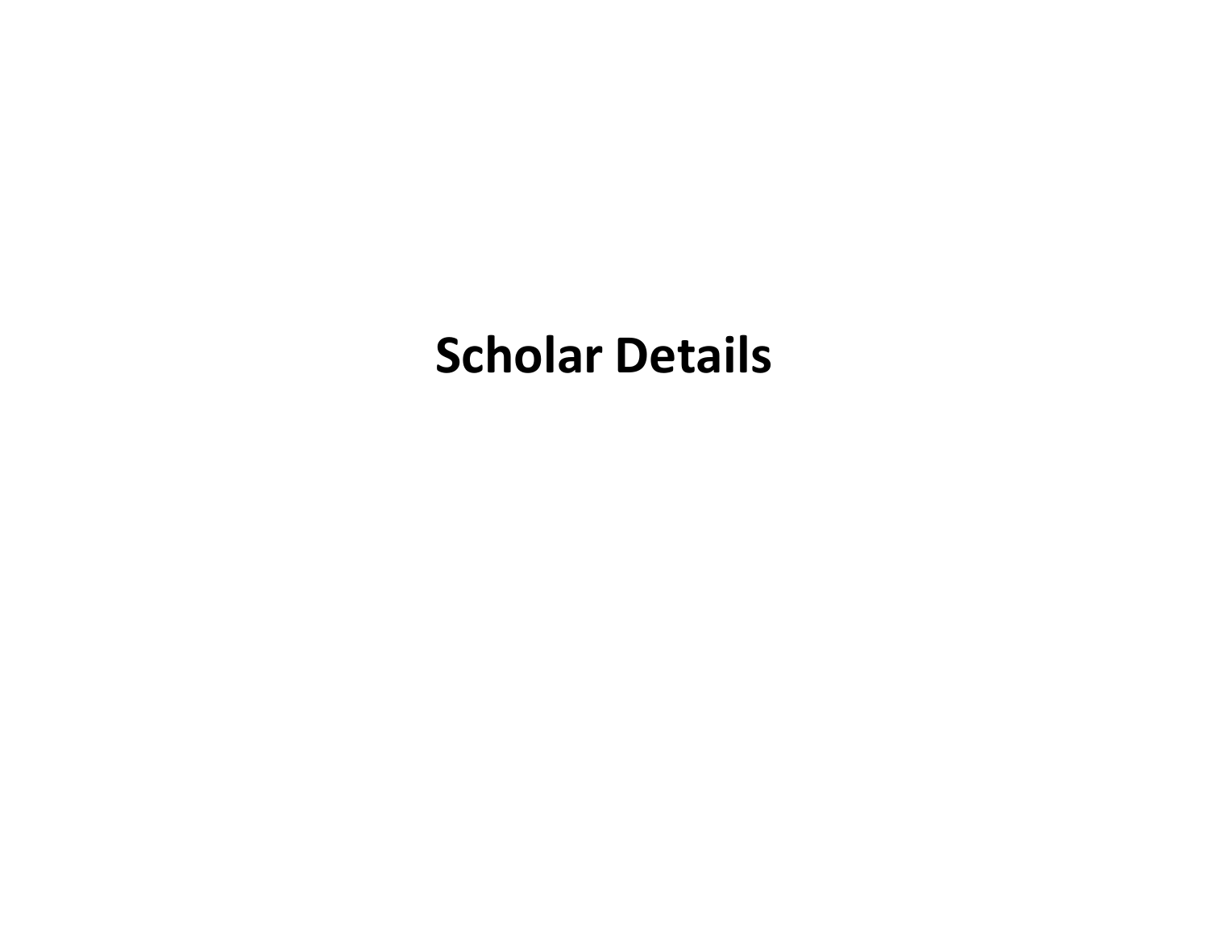# Scholar Details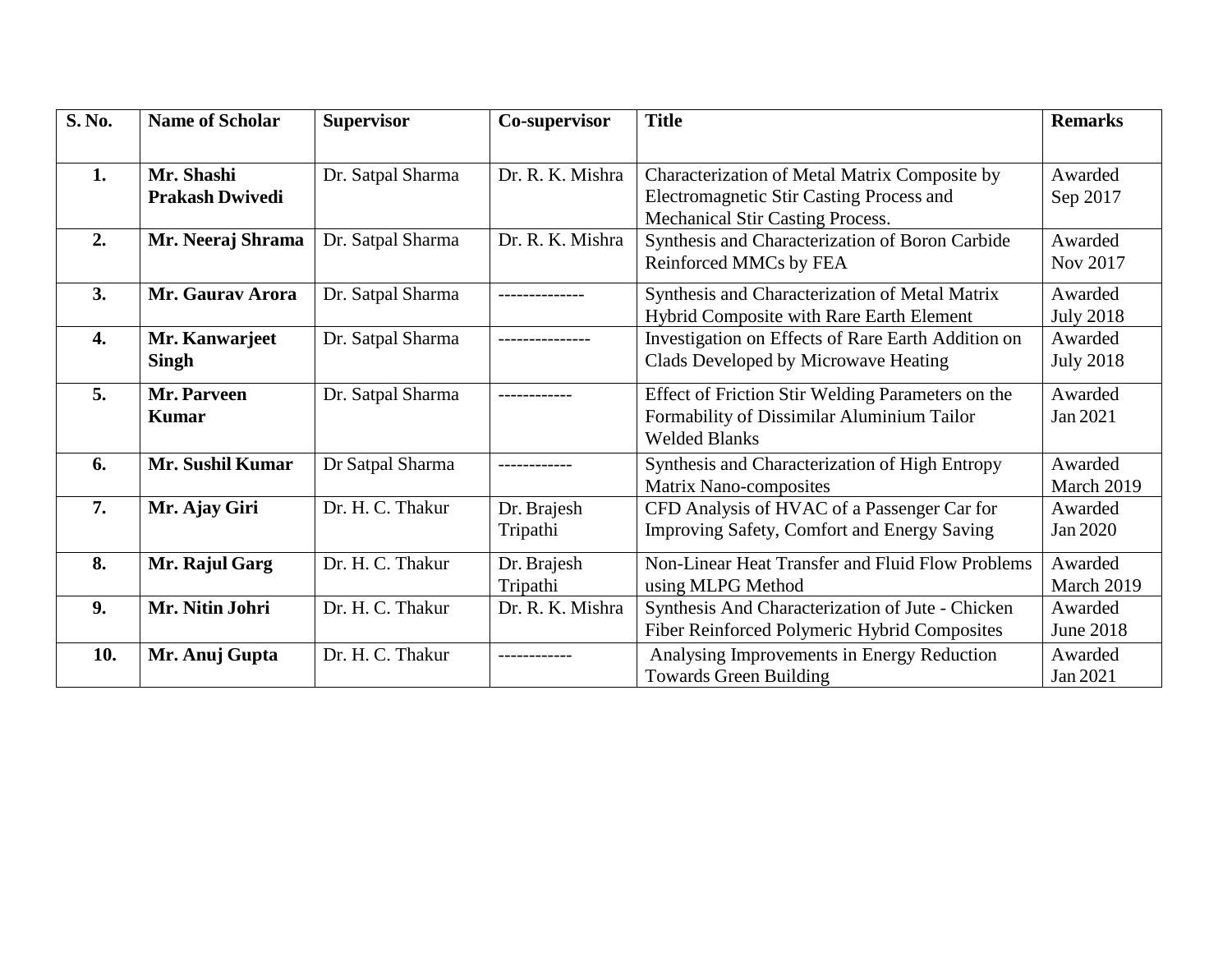| S. No. | Name of Scholar | Supervisor | Co-supervisor | Title | Remarks |
| --- | --- | --- | --- | --- | --- |
| **1.** | **Mr. Shashi Prakash Dwivedi** | Dr. Satpal Sharma | Dr. R. K. Mishra | Characterization of Metal Matrix Composite by Electromagnetic Stir Casting Process and Mechanical Stir Casting Process. | Awarded Sep 2017 |
| **2.** | **Mr. Neeraj Shrama** | Dr. Satpal Sharma | Dr. R. K. Mishra | Synthesis and Characterization of Boron Carbide Reinforced MMCs by FEA | Awarded Nov 2017 |
| **3.** | **Mr. Gaurav Arora** | Dr. Satpal Sharma | -------------- | Synthesis and Characterization of Metal Matrix Hybrid Composite with Rare Earth Element | Awarded July 2018 |
| **4.** | **Mr. Kanwarjeet Singh** | Dr. Satpal Sharma | --------------- | Investigation on Effects of Rare Earth Addition on Clads Developed by Microwave Heating | Awarded July 2018 |
| **5.** | **Mr. Parveen Kumar** | Dr. Satpal Sharma | ------------ | Effect of Friction Stir Welding Parameters on the Formability of Dissimilar Aluminium Tailor Welded Blanks | Awarded Jan 2021 |
| **6.** | **Mr. Sushil Kumar** | Dr Satpal Sharma | ------------ | Synthesis and Characterization of High Entropy Matrix Nano-composites | Awarded March 2019 |
| **7.** | **Mr. Ajay Giri** | Dr. H. C. Thakur | Dr. Brajesh Tripathi | CFD Analysis of HVAC of a Passenger Car for Improving Safety, Comfort and Energy Saving | Awarded Jan 2020 |
| **8.** | **Mr. Rajul Garg** | Dr. H. C. Thakur | Dr. Brajesh Tripathi | Non-Linear Heat Transfer and Fluid Flow Problems using MLPG Method | Awarded March 2019 |
| **9.** | **Mr. Nitin Johri** | Dr. H. C. Thakur | Dr. R. K. Mishra | Synthesis And Characterization of Jute - Chicken Fiber Reinforced Polymeric Hybrid Composites | Awarded June 2018 |
| **10.** | **Mr. Anuj Gupta** | Dr. H. C. Thakur | ------------ | Analysing Improvements in Energy Reduction Towards Green Building | Awarded Jan 2021 |